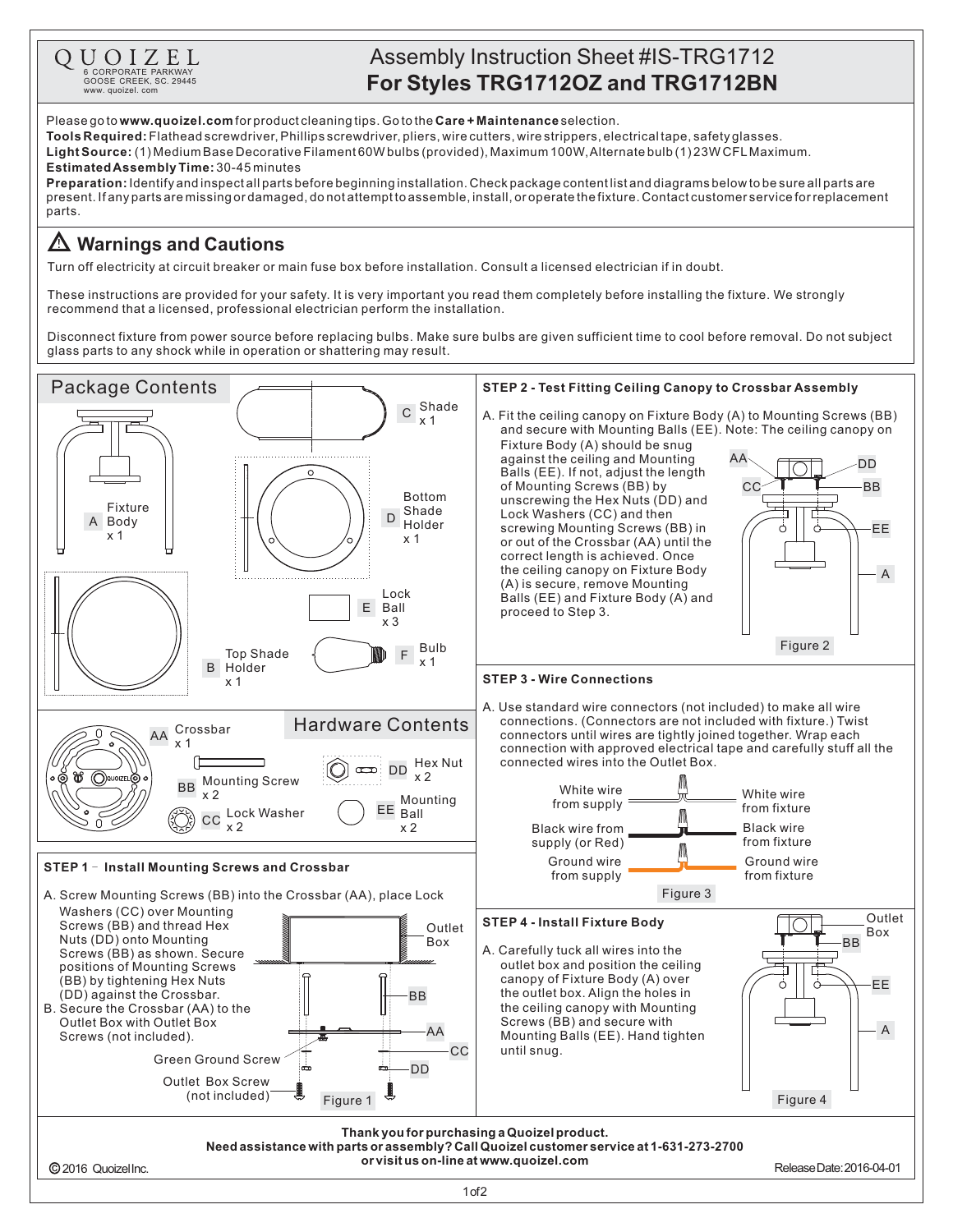QUOIZEL
6 CORPORATE PARKWAY
GOOSE CREEK, SC. 29445
www. quoizel. com

# Assembly Instruction Sheet #IS-TRG1712
## For Styles TRG1712OZ and TRG1712BN

Please go to **www.quoizel.com** for product cleaning tips. Go to the **Care + Maintenance** selection.
**Tools Required:** Flathead screwdriver, Phillips screwdriver, pliers, wire cutters, wire strippers, electrical tape, safety glasses.
**Light Source:** (1) Medium Base Decorative Filament 60W bulbs (provided), Maximum 100W, Alternate bulb (1) 23W CFL Maximum.
**Estimated Assembly Time:** 30-45 minutes
**Preparation:** Identify and inspect all parts before beginning installation. Check package content list and diagrams below to be sure all parts are present. If any parts are missing or damaged, do not attempt to assemble, install, or operate the fixture. Contact customer service for replacement parts.

## ⚠ Warnings and Cautions

Turn off electricity at circuit breaker or main fuse box before installation. Consult a licensed electrician if in doubt.

These instructions are provided for your safety. It is very important you read them completely before installing the fixture. We strongly recommend that a licensed, professional electrician perform the installation.

Disconnect fixture from power source before replacing bulbs. Make sure bulbs are given sufficient time to cool before removal. Do not subject glass parts to any shock while in operation or shattering may result.

## Package Contents

- A Fixture Body x 1
- B Top Shade Holder x 1
- C Shade x 1
- D Bottom Shade Holder x 1
- E Lock Ball x 3
- F Bulb x 1

## Hardware Contents

- AA Crossbar x 1
- BB Mounting Screw x 2
- CC Lock Washer x 2
- DD Hex Nut x 2
- EE Mounting Ball x 2

### STEP 1 – Install Mounting Screws and Crossbar

A. Screw Mounting Screws (BB) into the Crossbar (AA), place Lock Washers (CC) over Mounting Screws (BB) and thread Hex Nuts (DD) onto Mounting Screws (BB) as shown. Secure positions of Mounting Screws (BB) by tightening Hex Nuts (DD) against the Crossbar.
B. Secure the Crossbar (AA) to the Outlet Box with Outlet Box Screws (not included).

Outlet Box, BB, AA, CC, DD, Green Ground Screw, Outlet Box Screw (not included)

Figure 1

### STEP 2 - Test Fitting Ceiling Canopy to Crossbar Assembly

A. Fit the ceiling canopy on Fixture Body (A) to Mounting Screws (BB) and secure with Mounting Balls (EE). Note: The ceiling canopy on Fixture Body (A) should be snug against the ceiling and Mounting Balls (EE). If not, adjust the length of Mounting Screws (BB) by unscrewing the Hex Nuts (DD) and Lock Washers (CC) and then screwing Mounting Screws (BB) in or out of the Crossbar (AA) until the correct length is achieved. Once the ceiling canopy on Fixture Body (A) is secure, remove Mounting Balls (EE) and Fixture Body (A) and proceed to Step 3.

Figure 2

### STEP 3 - Wire Connections

A. Use standard wire connectors (not included) to make all wire connections. (Connectors are not included with fixture.) Twist connectors until wires are tightly joined together. Wrap each connection with approved electrical tape and carefully stuff all the connected wires into the Outlet Box.

| From supply | From fixture |
|---|---|
| White wire from supply | White wire from fixture |
| Black wire from supply (or Red) | Black wire from fixture |
| Ground wire from supply | Ground wire from fixture |

Figure 3

### STEP 4 - Install Fixture Body

A. Carefully tuck all wires into the outlet box and position the ceiling canopy of Fixture Body (A) over the outlet box. Align the holes in the ceiling canopy with Mounting Screws (BB) and secure with Mounting Balls (EE). Hand tighten until snug.

Figure 4

**Thank you for purchasing a Quoizel product.**
**Need assistance with parts or assembly? Call Quoizel customer service at 1-631-273-2700 or visit us on-line at www.quoizel.com**

© 2016 Quoizel Inc. Release Date: 2016-04-01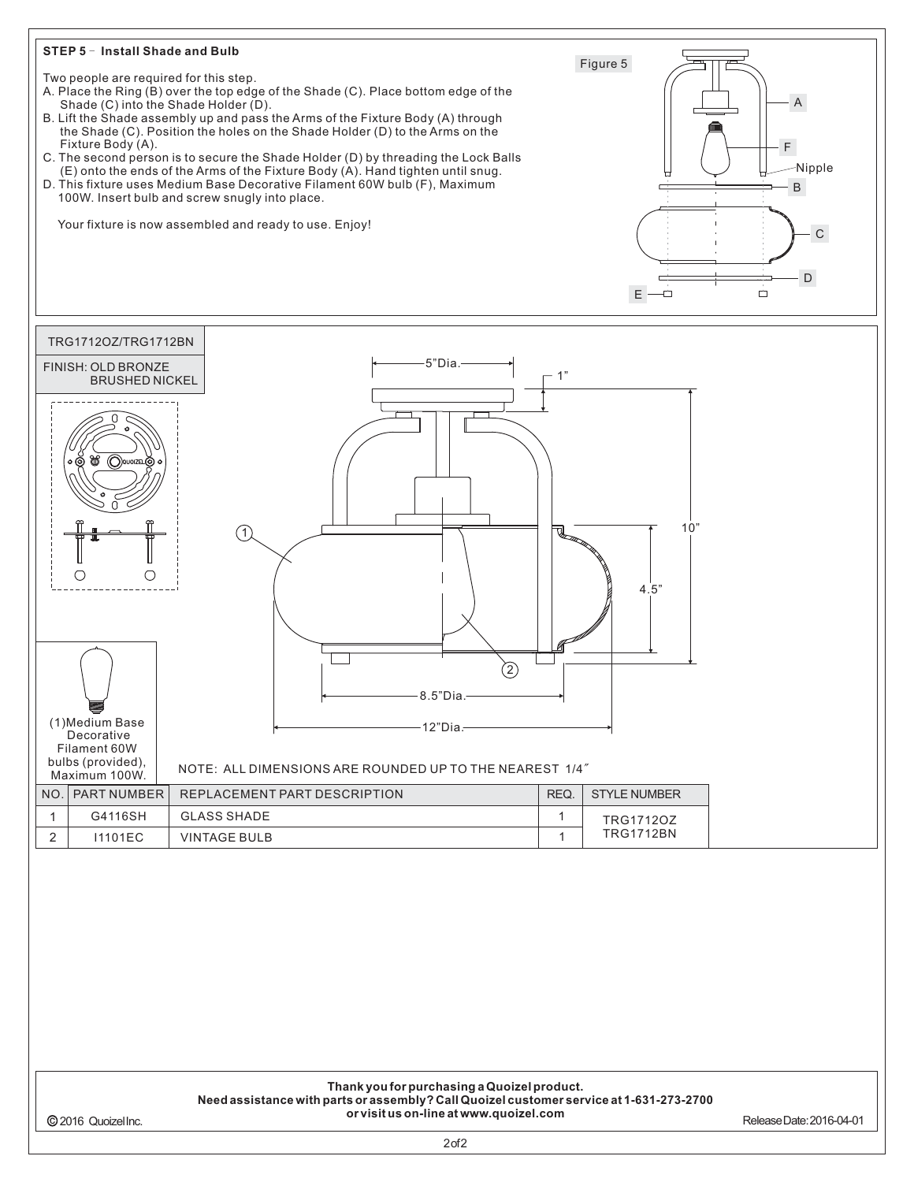### STEP 5 – Install Shade and Bulb

Two people are required for this step.

A. Place the Ring (B) over the top edge of the Shade (C). Place bottom edge of the Shade (C) into the Shade Holder (D).

B. Lift the Shade assembly up and pass the Arms of the Fixture Body (A) through the Shade (C). Position the holes on the Shade Holder (D) to the Arms on the Fixture Body (A).

C. The second person is to secure the Shade Holder (D) by threading the Lock Balls (E) onto the ends of the Arms of the Fixture Body (A). Hand tighten until snug.

D. This fixture uses Medium Base Decorative Filament 60W bulb (F), Maximum 100W. Insert bulb and screw snugly into place.

Your fixture is now assembled and ready to use. Enjoy!

Figure 5

A
F
Nipple
B
C
D
E

TRG1712OZ/TRG1712BN

FINISH: OLD BRONZE
BRUSHED NICKEL

5"Dia.
1"
10"
4.5"
8.5"Dia.
12"Dia.
1
2

(1)Medium Base Decorative Filament 60W bulbs (provided), Maximum 100W.

NOTE: ALL DIMENSIONS ARE ROUNDED UP TO THE NEAREST 1/4″

| NO. | PART NUMBER | REPLACEMENT PART DESCRIPTION | REQ. | STYLE NUMBER |
|---|---|---|---|---|
| 1 | G4116SH | GLASS SHADE | 1 | TRG1712OZ TRG1712BN |
| 2 | I1101EC | VINTAGE BULB | 1 | |

**Thank you for purchasing a Quoizel product.**
**Need assistance with parts or assembly? Call Quoizel customer service at 1-631-273-2700 or visit us on-line at www.quoizel.com**

© 2016 Quoizel Inc.

Release Date: 2016-04-01